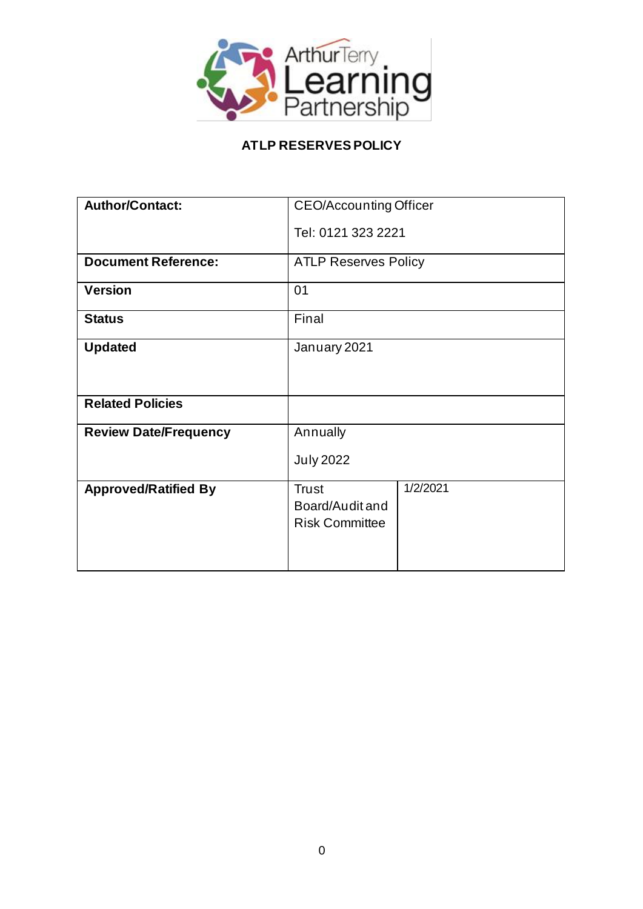# ATLP RESERVES POLICY

| | | |
|---|---|---|
| **Author/Contact:** | CEO/Accounting Officer<br><br>Tel: 0121 323 2221 | |
| **Document Reference:** | ATLP Reserves Policy | |
| **Version** | 01 | |
| **Status** | Final | |
| **Updated** | January 2021 | |
| **Related Policies** | | |
| **Review Date/Frequency** | Annually<br><br>July 2022 | |
| **Approved/Ratified By** | Trust Board/Audit and Risk Committee | 1/2/2021 |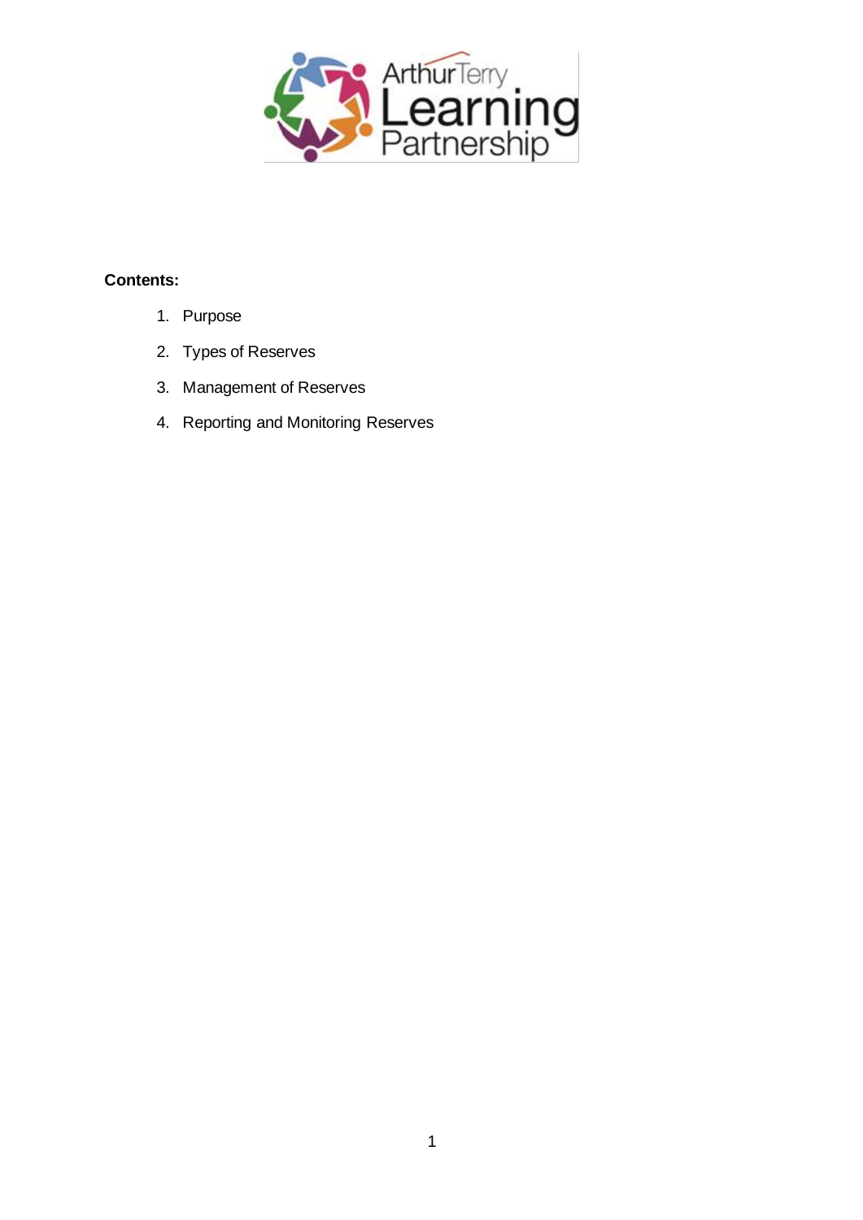**Contents:**

1. Purpose
2. Types of Reserves
3. Management of Reserves
4. Reporting and Monitoring Reserves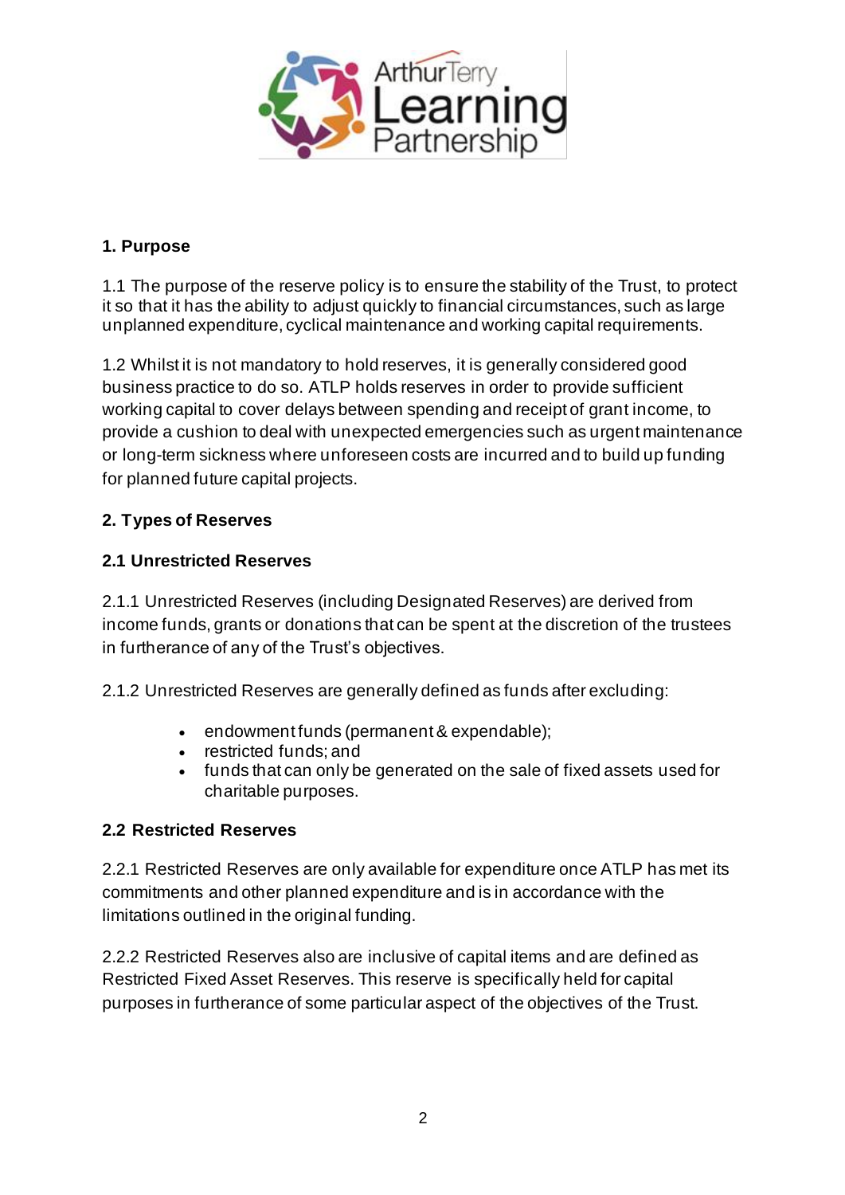## 1. Purpose

1.1 The purpose of the reserve policy is to ensure the stability of the Trust, to protect it so that it has the ability to adjust quickly to financial circumstances, such as large unplanned expenditure, cyclical maintenance and working capital requirements.

1.2 Whilst it is not mandatory to hold reserves, it is generally considered good business practice to do so. ATLP holds reserves in order to provide sufficient working capital to cover delays between spending and receipt of grant income, to provide a cushion to deal with unexpected emergencies such as urgent maintenance or long-term sickness where unforeseen costs are incurred and to build up funding for planned future capital projects.

## 2. Types of Reserves

### 2.1 Unrestricted Reserves

2.1.1 Unrestricted Reserves (including Designated Reserves) are derived from income funds, grants or donations that can be spent at the discretion of the trustees in furtherance of any of the Trust's objectives.

2.1.2 Unrestricted Reserves are generally defined as funds after excluding:

- endowment funds (permanent & expendable);
- restricted funds; and
- funds that can only be generated on the sale of fixed assets used for charitable purposes.

### 2.2 Restricted Reserves

2.2.1 Restricted Reserves are only available for expenditure once ATLP has met its commitments and other planned expenditure and is in accordance with the limitations outlined in the original funding.

2.2.2 Restricted Reserves also are inclusive of capital items and are defined as Restricted Fixed Asset Reserves. This reserve is specifically held for capital purposes in furtherance of some particular aspect of the objectives of the Trust.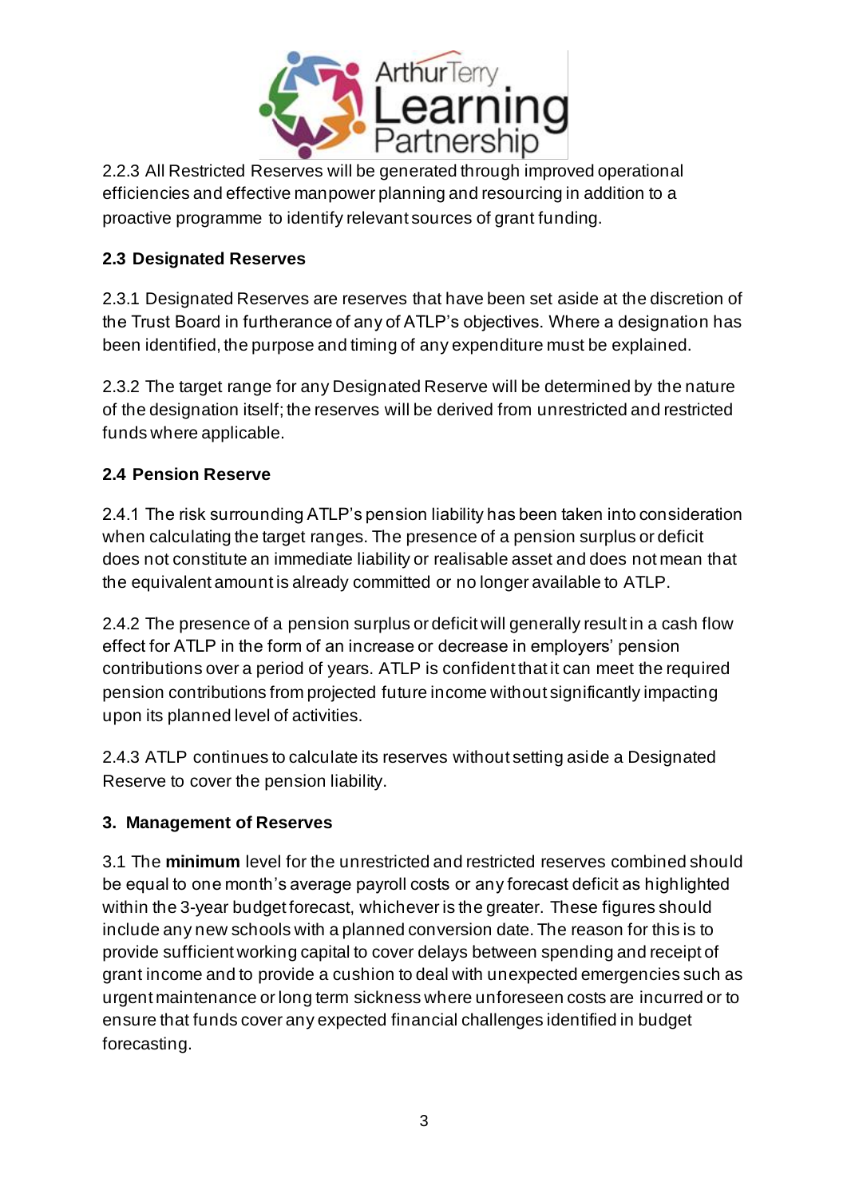2.2.3 All Restricted Reserves will be generated through improved operational efficiencies and effective manpower planning and resourcing in addition to a proactive programme to identify relevant sources of grant funding.

### 2.3 Designated Reserves

2.3.1 Designated Reserves are reserves that have been set aside at the discretion of the Trust Board in furtherance of any of ATLP's objectives. Where a designation has been identified, the purpose and timing of any expenditure must be explained.

2.3.2 The target range for any Designated Reserve will be determined by the nature of the designation itself; the reserves will be derived from unrestricted and restricted funds where applicable.

### 2.4 Pension Reserve

2.4.1 The risk surrounding ATLP's pension liability has been taken into consideration when calculating the target ranges. The presence of a pension surplus or deficit does not constitute an immediate liability or realisable asset and does not mean that the equivalent amount is already committed or no longer available to ATLP.

2.4.2 The presence of a pension surplus or deficit will generally result in a cash flow effect for ATLP in the form of an increase or decrease in employers' pension contributions over a period of years. ATLP is confident that it can meet the required pension contributions from projected future income without significantly impacting upon its planned level of activities.

2.4.3 ATLP continues to calculate its reserves without setting aside a Designated Reserve to cover the pension liability.

## 3. Management of Reserves

3.1 The **minimum** level for the unrestricted and restricted reserves combined should be equal to one month's average payroll costs or any forecast deficit as highlighted within the 3-year budget forecast, whichever is the greater. These figures should include any new schools with a planned conversion date. The reason for this is to provide sufficient working capital to cover delays between spending and receipt of grant income and to provide a cushion to deal with unexpected emergencies such as urgent maintenance or long term sickness where unforeseen costs are incurred or to ensure that funds cover any expected financial challenges identified in budget forecasting.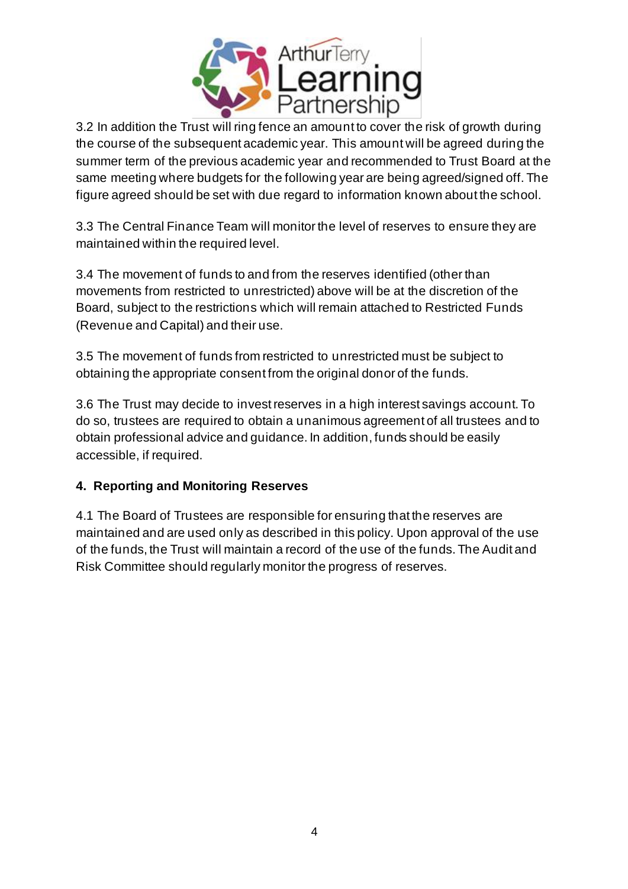3.2 In addition the Trust will ring fence an amount to cover the risk of growth during the course of the subsequent academic year. This amount will be agreed during the summer term of the previous academic year and recommended to Trust Board at the same meeting where budgets for the following year are being agreed/signed off. The figure agreed should be set with due regard to information known about the school.

3.3 The Central Finance Team will monitor the level of reserves to ensure they are maintained within the required level.

3.4 The movement of funds to and from the reserves identified (other than movements from restricted to unrestricted) above will be at the discretion of the Board, subject to the restrictions which will remain attached to Restricted Funds (Revenue and Capital) and their use.

3.5 The movement of funds from restricted to unrestricted must be subject to obtaining the appropriate consent from the original donor of the funds.

3.6 The Trust may decide to invest reserves in a high interest savings account. To do so, trustees are required to obtain a unanimous agreement of all trustees and to obtain professional advice and guidance. In addition, funds should be easily accessible, if required.

## 4. Reporting and Monitoring Reserves

4.1 The Board of Trustees are responsible for ensuring that the reserves are maintained and are used only as described in this policy. Upon approval of the use of the funds, the Trust will maintain a record of the use of the funds. The Audit and Risk Committee should regularly monitor the progress of reserves.